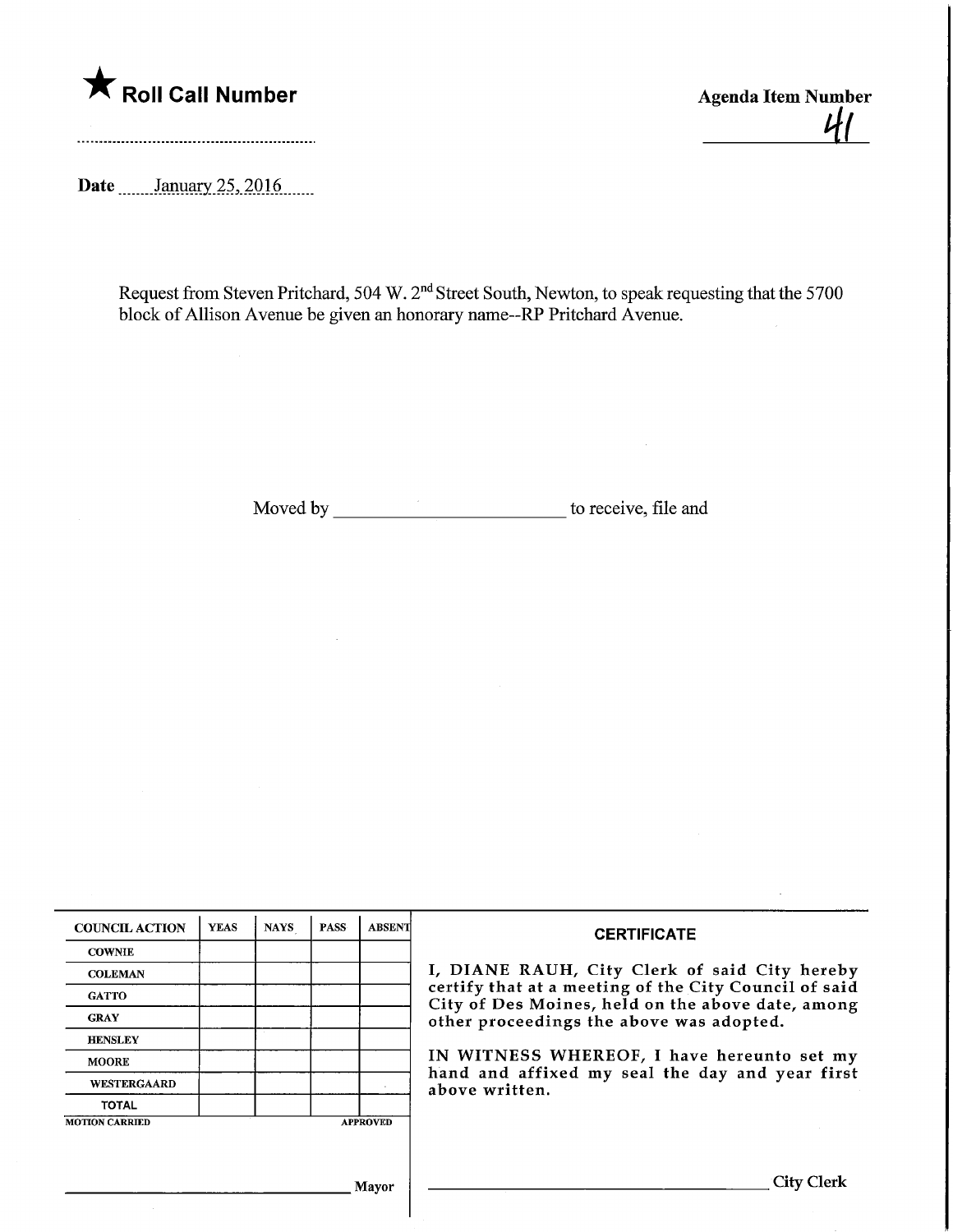★ **Roll Call Number**

.........................................................

**Agenda Item Number**

41

**Date** January 25, 2016

Request from Steven Pritchard, 504 W. 2nd Street South, Newton, to speak requesting that the 5700 block of Allison Avenue be given an honorary name--RP Pritchard Avenue.

Moved by ________________________ to receive, file and

| COUNCIL ACTION | YEAS | NAYS | PASS | ABSENT |
|---|---|---|---|---|
| COWNIE | | | | |
| COLEMAN | | | | |
| GATTO | | | | |
| GRAY | | | | |
| HENSLEY | | | | |
| MOORE | | | | |
| WESTERGAARD | | | | |
| TOTAL | | | | |

MOTION CARRIED APPROVED

________________________________ Mayor

**CERTIFICATE**

I, DIANE RAUH, City Clerk of said City hereby certify that at a meeting of the City Council of said City of Des Moines, held on the above date, among other proceedings the above was adopted.

IN WITNESS WHEREOF, I have hereunto set my hand and affixed my seal the day and year first above written.

________________________________ City Clerk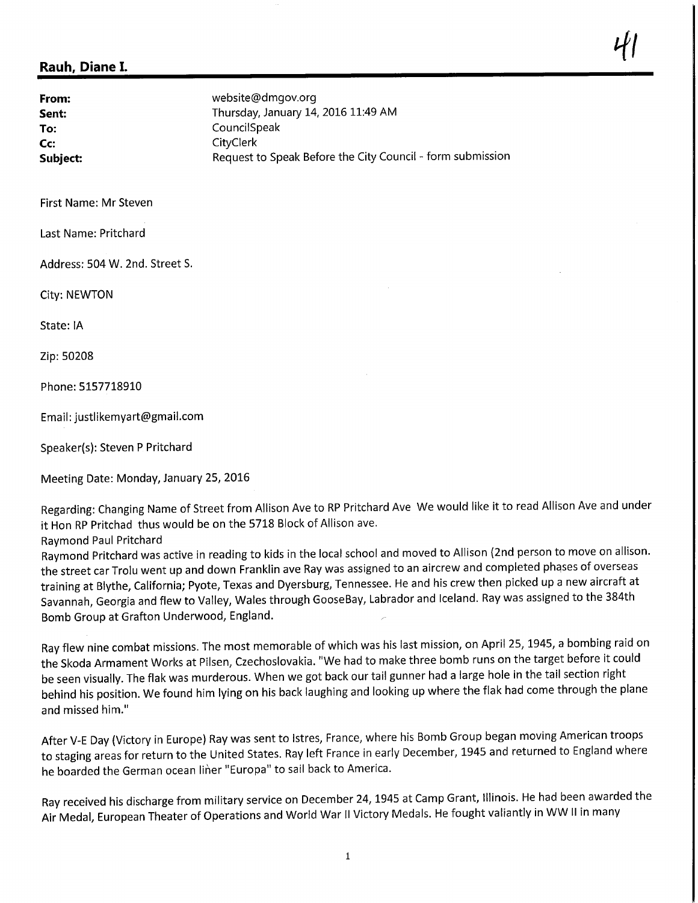# Rauh, Diane I.

| | |
|---|---|
| **From:** | website@dmgov.org |
| **Sent:** | Thursday, January 14, 2016 11:49 AM |
| **To:** | CouncilSpeak |
| **Cc:** | CityClerk |
| **Subject:** | Request to Speak Before the City Council - form submission |

First Name: Mr Steven

Last Name: Pritchard

Address: 504 W. 2nd. Street S.

City: NEWTON

State: IA

Zip: 50208

Phone: 5157718910

Email: justlikemyart@gmail.com

Speaker(s): Steven P Pritchard

Meeting Date: Monday, January 25, 2016

Regarding: Changing Name of Street from Allison Ave to RP Pritchard Ave We would like it to read Allison Ave and under it Hon RP Pritchad thus would be on the 5718 Block of Allison ave.
Raymond Paul Pritchard
Raymond Pritchard was active in reading to kids in the local school and moved to Allison (2nd person to move on allison. the street car Trolu went up and down Franklin ave Ray was assigned to an aircrew and completed phases of overseas training at Blythe, California; Pyote, Texas and Dyersburg, Tennessee. He and his crew then picked up a new aircraft at Savannah, Georgia and flew to Valley, Wales through GooseBay, Labrador and Iceland. Ray was assigned to the 384th Bomb Group at Grafton Underwood, England.

Ray flew nine combat missions. The most memorable of which was his last mission, on April 25, 1945, a bombing raid on the Skoda Armament Works at Pilsen, Czechoslovakia. "We had to make three bomb runs on the target before it could be seen visually. The flak was murderous. When we got back our tail gunner had a large hole in the tail section right behind his position. We found him lying on his back laughing and looking up where the flak had come through the plane and missed him."

After V-E Day (Victory in Europe) Ray was sent to Istres, France, where his Bomb Group began moving American troops to staging areas for return to the United States. Ray left France in early December, 1945 and returned to England where he boarded the German ocean liner "Europa" to sail back to America.

Ray received his discharge from military service on December 24, 1945 at Camp Grant, Illinois. He had been awarded the Air Medal, European Theater of Operations and World War II Victory Medals. He fought valiantly in WW II in many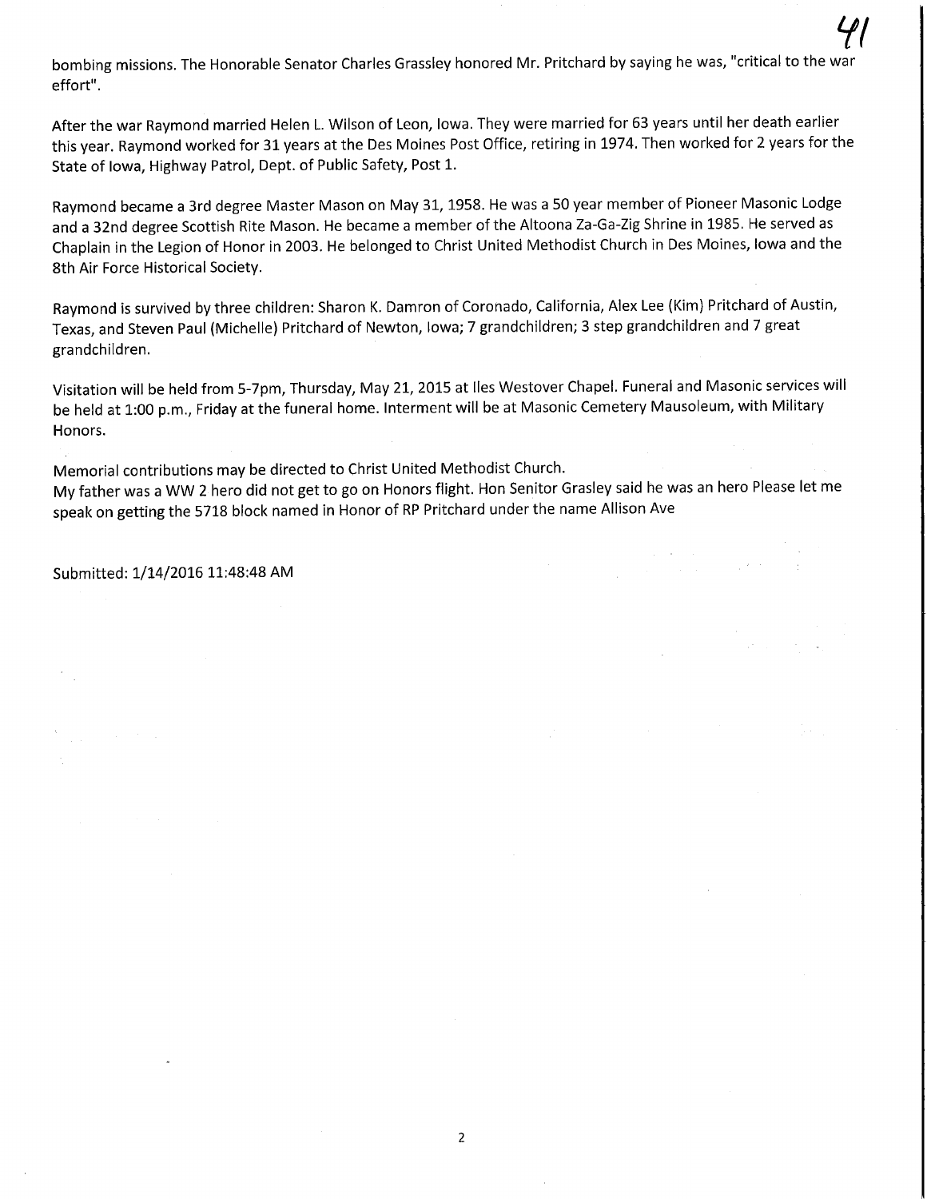bombing missions. The Honorable Senator Charles Grassley honored Mr. Pritchard by saying he was, "critical to the war effort".

After the war Raymond married Helen L. Wilson of Leon, Iowa. They were married for 63 years until her death earlier this year. Raymond worked for 31 years at the Des Moines Post Office, retiring in 1974. Then worked for 2 years for the State of Iowa, Highway Patrol, Dept. of Public Safety, Post 1.

Raymond became a 3rd degree Master Mason on May 31, 1958. He was a 50 year member of Pioneer Masonic Lodge and a 32nd degree Scottish Rite Mason. He became a member of the Altoona Za-Ga-Zig Shrine in 1985. He served as Chaplain in the Legion of Honor in 2003. He belonged to Christ United Methodist Church in Des Moines, Iowa and the 8th Air Force Historical Society.

Raymond is survived by three children: Sharon K. Damron of Coronado, California, Alex Lee (Kim) Pritchard of Austin, Texas, and Steven Paul (Michelle) Pritchard of Newton, Iowa; 7 grandchildren; 3 step grandchildren and 7 great grandchildren.

Visitation will be held from 5-7pm, Thursday, May 21, 2015 at Iles Westover Chapel. Funeral and Masonic services will be held at 1:00 p.m., Friday at the funeral home. Interment will be at Masonic Cemetery Mausoleum, with Military Honors.

Memorial contributions may be directed to Christ United Methodist Church.
My father was a WW 2 hero did not get to go on Honors flight. Hon Senitor Grasley said he was an hero Please let me speak on getting the 5718 block named in Honor of RP Pritchard under the name Allison Ave

Submitted: 1/14/2016 11:48:48 AM